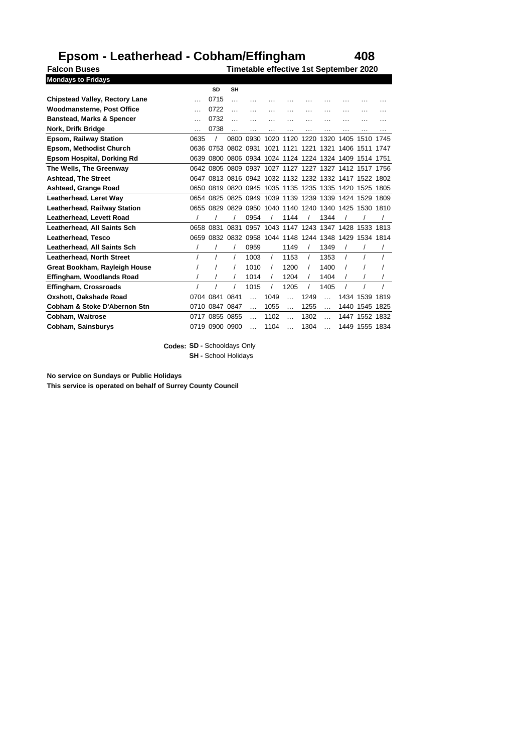# Epsom - Leatherhead - Cobham/Effingham 408

**Falcon Buses** **Timetable effective 1st September 2020**

**Mondays to Fridays**

| | | SD | SH | | | | | | | | |
|---|---|---|---|---|---|---|---|---|---|---|---|
| **Chipstead Valley, Rectory Lane** | … | 0715 | … | … | … | … | … | … | … | … | … |
| **Woodmansterne, Post Office** | … | 0722 | … | … | … | … | … | … | … | … | … |
| **Banstead, Marks & Spencer** | … | 0732 | … | … | … | … | … | … | … | … | … |
| **Nork, Drifk Bridge** | … | 0738 | … | … | … | … | … | … | … | … | … |
| **Epsom, Railway Station** | 0635 | / | 0800 | 0930 | 1020 | 1120 | 1220 | 1320 | 1405 | 1510 | 1745 |
| **Epsom, Methodist Church** | 0636 | 0753 | 0802 | 0931 | 1021 | 1121 | 1221 | 1321 | 1406 | 1511 | 1747 |
| **Epsom Hospital, Dorking Rd** | 0639 | 0800 | 0806 | 0934 | 1024 | 1124 | 1224 | 1324 | 1409 | 1514 | 1751 |
| **The Wells, The Greenway** | 0642 | 0805 | 0809 | 0937 | 1027 | 1127 | 1227 | 1327 | 1412 | 1517 | 1756 |
| **Ashtead, The Street** | 0647 | 0813 | 0816 | 0942 | 1032 | 1132 | 1232 | 1332 | 1417 | 1522 | 1802 |
| **Ashtead, Grange Road** | 0650 | 0819 | 0820 | 0945 | 1035 | 1135 | 1235 | 1335 | 1420 | 1525 | 1805 |
| **Leatherhead, Leret Way** | 0654 | 0825 | 0825 | 0949 | 1039 | 1139 | 1239 | 1339 | 1424 | 1529 | 1809 |
| **Leatherhead, Railway Station** | 0655 | 0829 | 0829 | 0950 | 1040 | 1140 | 1240 | 1340 | 1425 | 1530 | 1810 |
| **Leatherhead, Levett Road** | / | / | / | 0954 | / | 1144 | / | 1344 | / | / | / |
| **Leatherhead, All Saints Sch** | 0658 | 0831 | 0831 | 0957 | 1043 | 1147 | 1243 | 1347 | 1428 | 1533 | 1813 |
| **Leatherhead, Tesco** | 0659 | 0832 | 0832 | 0958 | 1044 | 1148 | 1244 | 1348 | 1429 | 1534 | 1814 |
| **Leatherhead, All Saints Sch** | / | / | / | 0959 | | 1149 | / | 1349 | / | / | / |
| **Leatherhead, North Street** | / | / | / | 1003 | / | 1153 | / | 1353 | / | / | / |
| **Great Bookham, Rayleigh House** | / | / | / | 1010 | / | 1200 | / | 1400 | / | / | / |
| **Effingham, Woodlands Road** | / | / | / | 1014 | / | 1204 | / | 1404 | / | / | / |
| **Effingham, Crossroads** | / | / | / | 1015 | / | 1205 | / | 1405 | / | / | / |
| **Oxshott, Oakshade Road** | 0704 | 0841 | 0841 | … | 1049 | … | 1249 | … | 1434 | 1539 | 1819 |
| **Cobham & Stoke D'Abernon Stn** | 0710 | 0847 | 0847 | … | 1055 | … | 1255 | … | 1440 | 1545 | 1825 |
| **Cobham, Waitrose** | 0717 | 0855 | 0855 | … | 1102 | … | 1302 | … | 1447 | 1552 | 1832 |
| **Cobham, Sainsburys** | 0719 | 0900 | 0900 | … | 1104 | … | 1304 | … | 1449 | 1555 | 1834 |

**Codes: SD -** Schooldays Only
**SH -** School Holidays

**No service on Sundays or Public Holidays**
**This service is operated on behalf of Surrey County Council**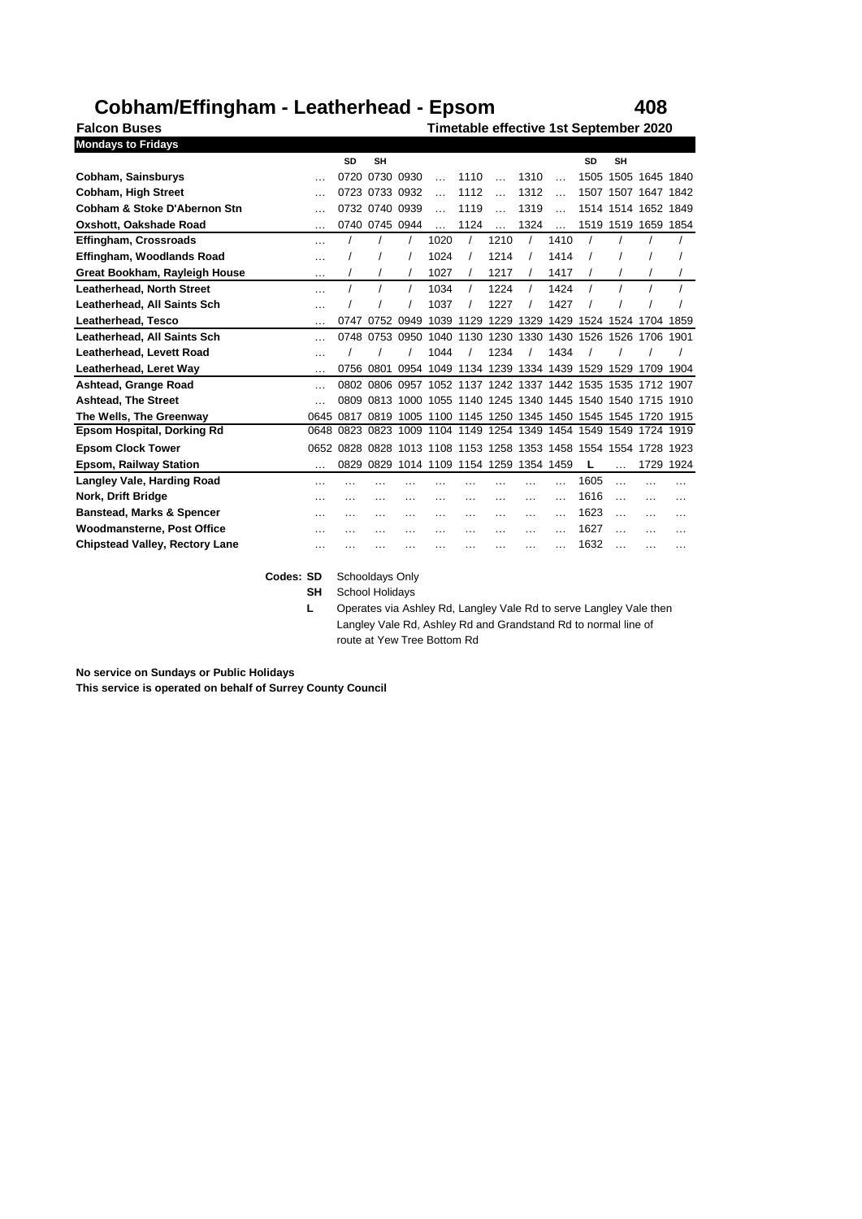# Cobham/Effingham - Leatherhead - Epsom 408

**Falcon Buses** **Timetable effective 1st September 2020**

**Mondays to Fridays**

| | | SD | SH | | | | | | | | SD | SH | | |
|---|---|---|---|---|---|---|---|---|---|---|---|---|---|---|
| **Cobham, Sainsburys** | … | 0720 | 0730 | 0930 | … | 1110 | … | 1310 | … | 1505 | 1505 | 1645 | 1840 |
| **Cobham, High Street** | … | 0723 | 0733 | 0932 | … | 1112 | … | 1312 | … | 1507 | 1507 | 1647 | 1842 |
| **Cobham & Stoke D'Abernon Stn** | … | 0732 | 0740 | 0939 | … | 1119 | … | 1319 | … | 1514 | 1514 | 1652 | 1849 |
| **Oxshott, Oakshade Road** | … | 0740 | 0745 | 0944 | … | 1124 | … | 1324 | … | 1519 | 1519 | 1659 | 1854 |
| **Effingham, Crossroads** | … | / | / | / | 1020 | / | 1210 | / | 1410 | / | / | / | / |
| **Effingham, Woodlands Road** | … | / | / | / | 1024 | / | 1214 | / | 1414 | / | / | / | / |
| **Great Bookham, Rayleigh House** | … | / | / | / | 1027 | / | 1217 | / | 1417 | / | / | / | / |
| **Leatherhead, North Street** | … | / | / | / | 1034 | / | 1224 | / | 1424 | / | / | / | / |
| **Leatherhead, All Saints Sch** | … | / | / | / | 1037 | / | 1227 | / | 1427 | / | / | / | / |
| **Leatherhead, Tesco** | … | 0747 | 0752 | 0949 | 1039 | 1129 | 1229 | 1329 | 1429 | 1524 | 1524 | 1704 | 1859 |
| **Leatherhead, All Saints Sch** | … | 0748 | 0753 | 0950 | 1040 | 1130 | 1230 | 1330 | 1430 | 1526 | 1526 | 1706 | 1901 |
| **Leatherhead, Levett Road** | … | / | / | / | 1044 | / | 1234 | / | 1434 | / | / | / | / |
| **Leatherhead, Leret Way** | … | 0756 | 0801 | 0954 | 1049 | 1134 | 1239 | 1334 | 1439 | 1529 | 1529 | 1709 | 1904 |
| **Ashtead, Grange Road** | … | 0802 | 0806 | 0957 | 1052 | 1137 | 1242 | 1337 | 1442 | 1535 | 1535 | 1712 | 1907 |
| **Ashtead, The Street** | … | 0809 | 0813 | 1000 | 1055 | 1140 | 1245 | 1340 | 1445 | 1540 | 1540 | 1715 | 1910 |
| **The Wells, The Greenway** | 0645 | 0817 | 0819 | 1005 | 1100 | 1145 | 1250 | 1345 | 1450 | 1545 | 1545 | 1720 | 1915 |
| **Epsom Hospital, Dorking Rd** | 0648 | 0823 | 0823 | 1009 | 1104 | 1149 | 1254 | 1349 | 1454 | 1549 | 1549 | 1724 | 1919 |
| **Epsom Clock Tower** | 0652 | 0828 | 0828 | 1013 | 1108 | 1153 | 1258 | 1353 | 1458 | 1554 | 1554 | 1728 | 1923 |
| **Epsom, Railway Station** | … | 0829 | 0829 | 1014 | 1109 | 1154 | 1259 | 1354 | 1459 | L | … | 1729 | 1924 |
| **Langley Vale, Harding Road** | … | … | … | … | … | … | … | … | … | 1605 | … | … | … |
| **Nork, Drift Bridge** | … | … | … | … | … | … | … | … | … | 1616 | … | … | … |
| **Banstead, Marks & Spencer** | … | … | … | … | … | … | … | … | … | 1623 | … | … | … |
| **Woodmansterne, Post Office** | … | … | … | … | … | … | … | … | … | 1627 | … | … | … |
| **Chipstead Valley, Rectory Lane** | … | … | … | … | … | … | … | … | … | 1632 | … | … | … |

**Codes:**
- **SD** Schooldays Only
- **SH** School Holidays
- **L** Operates via Ashley Rd, Langley Vale Rd to serve Langley Vale then Langley Vale Rd, Ashley Rd and Grandstand Rd to normal line of route at Yew Tree Bottom Rd

**No service on Sundays or Public Holidays**

**This service is operated on behalf of Surrey County Council**